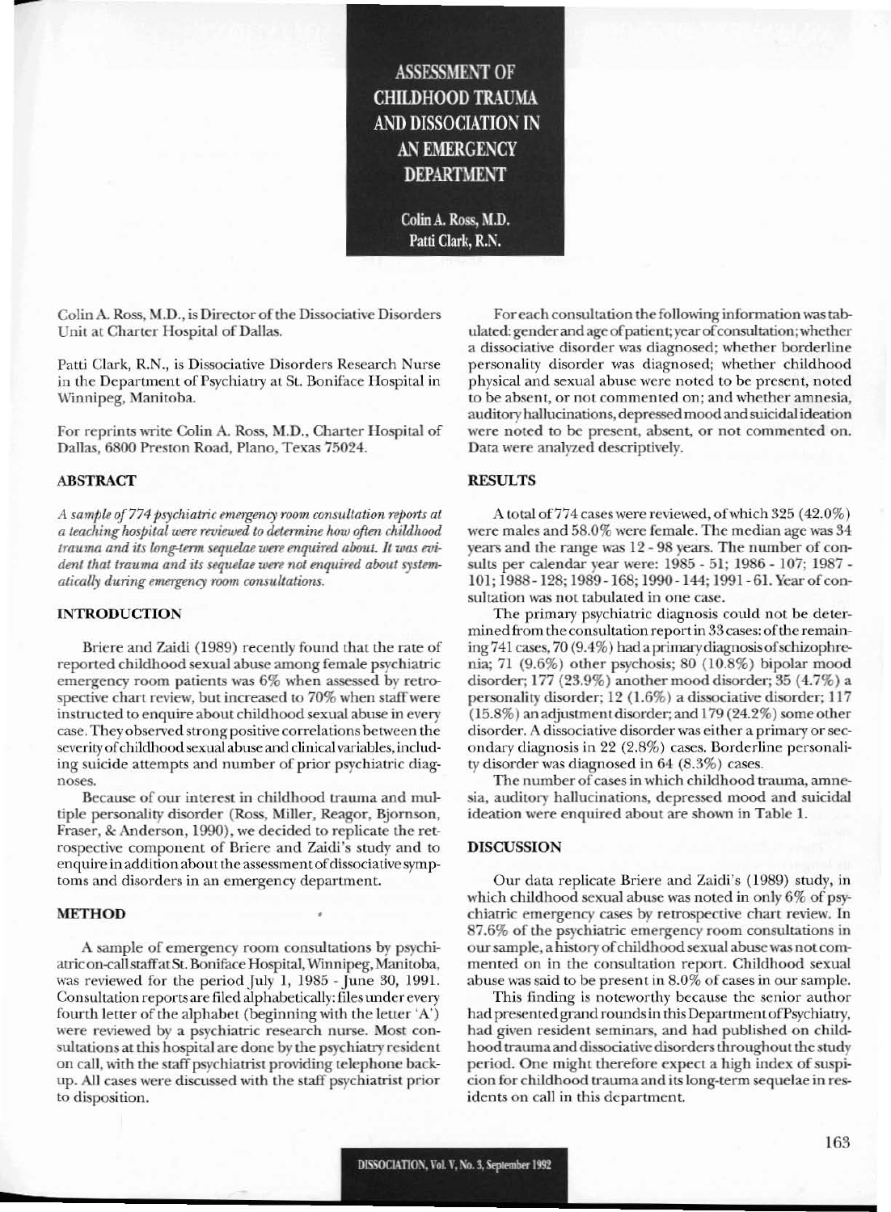# ASSESSMENT OF CHILDHOOD TRAUMA AND DISSOCIATION IN AN EMERGENCY DEPARTMENT

**Colin A. Ross, M.D.**
**Patti Clark, R.N.**

Colin A. Ross, M.D., is Director of the Dissociative Disorders Unit at Charter Hospital of Dallas.

Patti Clark, R.N., is Dissociative Disorders Research Nurse in the Department of Psychiatry at St. Boniface Hospital in Winnipeg, Manitoba.

For reprints write Colin A. Ross, M.D., Charter Hospital of Dallas, 6800 Preston Road, Plano, Texas 75024.

## ABSTRACT

*A sample of 774 psychiatric emergency room consultation reports at a teaching hospital were reviewed to determine how often childhood trauma and its long-term sequelae were enquired about. It was evident that trauma and its sequelae were not enquired about systematically during emergency room consultations.*

## INTRODUCTION

Briere and Zaidi (1989) recently found that the rate of reported childhood sexual abuse among female psychiatric emergency room patients was 6% when assessed by retrospective chart review, but increased to 70% when staff were instructed to enquire about childhood sexual abuse in every case. They observed strong positive correlations between the severity of childhood sexual abuse and clinical variables, including suicide attempts and number of prior psychiatric diagnoses.

Because of our interest in childhood trauma and multiple personality disorder (Ross, Miller, Reagor, Bjornson, Fraser, & Anderson, 1990), we decided to replicate the retrospective component of Briere and Zaidi's study and to enquire in addition about the assessment of dissociative symptoms and disorders in an emergency department.

## METHOD

A sample of emergency room consultations by psychiatric on-call staff at St. Boniface Hospital, Winnipeg, Manitoba, was reviewed for the period July 1, 1985 - June 30, 1991. Consultation reports are filed alphabetically: files under every fourth letter of the alphabet (beginning with the letter 'A') were reviewed by a psychiatric research nurse. Most consultations at this hospital are done by the psychiatry resident on call, with the staff psychiatrist providing telephone backup. All cases were discussed with the staff psychiatrist prior to disposition.

For each consultation the following information was tabulated: gender and age of patient; year of consultation; whether a dissociative disorder was diagnosed; whether borderline personality disorder was diagnosed; whether childhood physical and sexual abuse were noted to be present, noted to be absent, or not commented on; and whether amnesia, auditory hallucinations, depressed mood and suicidal ideation were noted to be present, absent, or not commented on. Data were analyzed descriptively.

## RESULTS

A total of 774 cases were reviewed, of which 325 (42.0%) were males and 58.0% were female. The median age was 34 years and the range was 12 - 98 years. The number of consults per calendar year were: 1985 - 51; 1986 - 107; 1987 - 101; 1988 - 128; 1989 - 168; 1990 - 144; 1991 - 61. Year of consultation was not tabulated in one case.

The primary psychiatric diagnosis could not be determined from the consultation report in 33 cases: of the remaining 741 cases, 70 (9.4%) had a primary diagnosis of schizophrenia; 71 (9.6%) other psychosis; 80 (10.8%) bipolar mood disorder; 177 (23.9%) another mood disorder; 35 (4.7%) a personality disorder; 12 (1.6%) a dissociative disorder; 117 (15.8%) an adjustment disorder; and 179 (24.2%) some other disorder. A dissociative disorder was either a primary or secondary diagnosis in 22 (2.8%) cases. Borderline personality disorder was diagnosed in 64 (8.3%) cases.

The number of cases in which childhood trauma, amnesia, auditory hallucinations, depressed mood and suicidal ideation were enquired about are shown in Table 1.

## DISCUSSION

Our data replicate Briere and Zaidi's (1989) study, in which childhood sexual abuse was noted in only 6% of psychiatric emergency cases by retrospective chart review. In 87.6% of the psychiatric emergency room consultations in our sample, a history of childhood sexual abuse was not commented on in the consultation report. Childhood sexual abuse was said to be present in 8.0% of cases in our sample.

This finding is noteworthy because the senior author had presented grand rounds in this Department of Psychiatry, had given resident seminars, and had published on childhood trauma and dissociative disorders throughout the study period. One might therefore expect a high index of suspicion for childhood trauma and its long-term sequelae in residents on call in this department.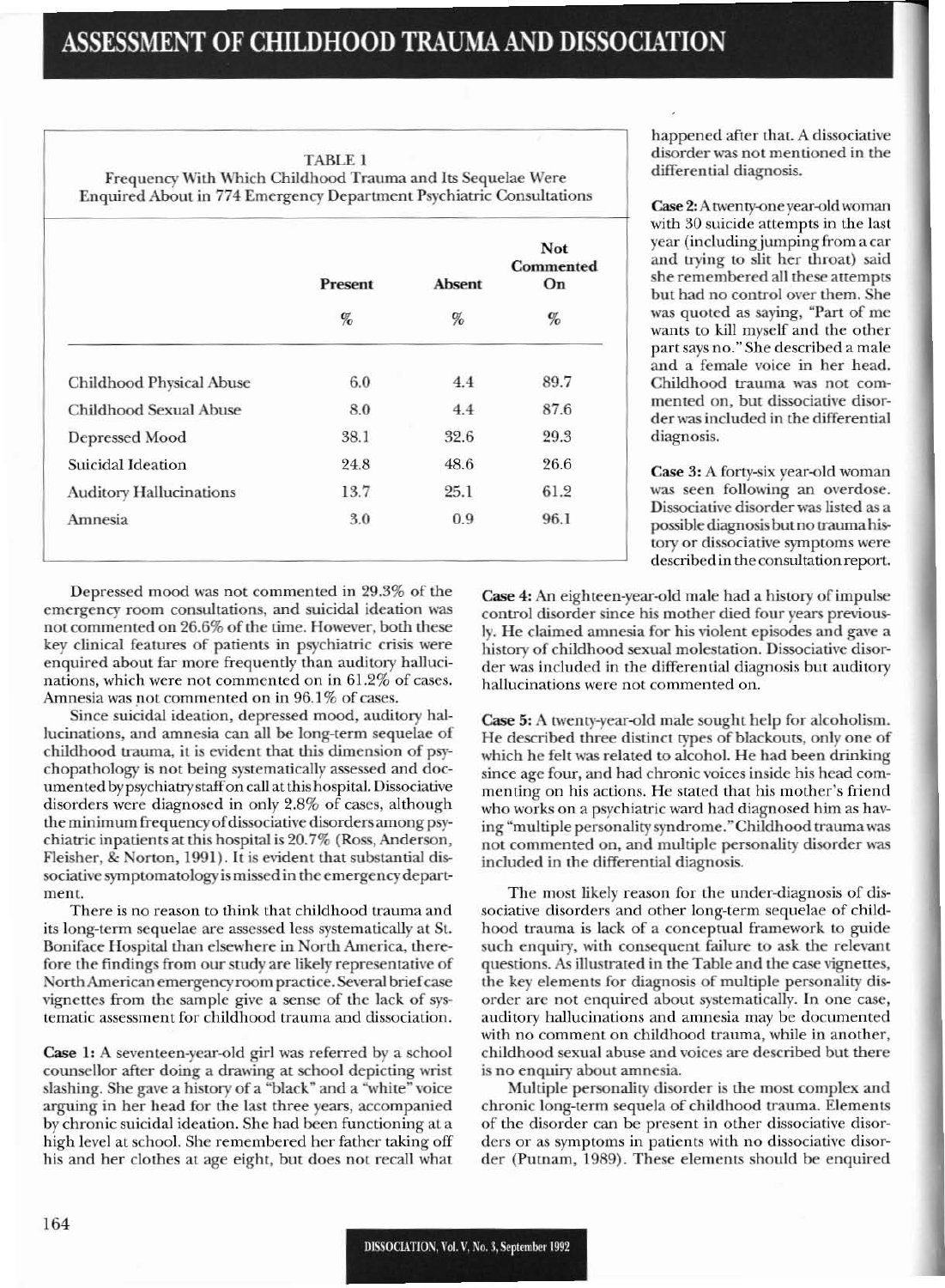TABLE 1
Frequency With Which Childhood Trauma and Its Sequelae Were Enquired About in 774 Emergency Department Psychiatric Consultations

| | Present % | Absent % | Not Commented On % |
|---|---|---|---|
| Childhood Physical Abuse | 6.0 | 4.4 | 89.7 |
| Childhood Sexual Abuse | 8.0 | 4.4 | 87.6 |
| Depressed Mood | 38.1 | 32.6 | 29.3 |
| Suicidal Ideation | 24.8 | 48.6 | 26.6 |
| Auditory Hallucinations | 13.7 | 25.1 | 61.2 |
| Amnesia | 3.0 | 0.9 | 96.1 |

Depressed mood was not commented in 29.3% of the emergency room consultations, and suicidal ideation was not commented on 26.6% of the time. However, both these key clinical features of patients in psychiatric crisis were enquired about far more frequently than auditory hallucinations, which were not commented on in 61.2% of cases. Amnesia was not commented on in 96.1% of cases.

Since suicidal ideation, depressed mood, auditory hallucinations, and amnesia can all be long-term sequelae of childhood trauma, it is evident that this dimension of psychopathology is not being systematically assessed and documented by psychiatry staff on call at this hospital. Dissociative disorders were diagnosed in only 2.8% of cases, although the minimum frequency of dissociative disorders among psychiatric inpatients at this hospital is 20.7% (Ross, Anderson, Fleisher, & Norton, 1991). It is evident that substantial dissociative symptomatology is missed in the emergency department.

There is no reason to think that childhood trauma and its long-term sequelae are assessed less systematically at St. Boniface Hospital than elsewhere in North America, therefore the findings from our study are likely representative of North American emergency room practice. Several brief case vignettes from the sample give a sense of the lack of systematic assessment for childhood trauma and dissociation.

**Case 1:** A seventeen-year-old girl was referred by a school counsellor after doing a drawing at school depicting wrist slashing. She gave a history of a "black" and a "white" voice arguing in her head for the last three years, accompanied by chronic suicidal ideation. She had been functioning at a high level at school. She remembered her father taking off his and her clothes at age eight, but does not recall what happened after that. A dissociative disorder was not mentioned in the differential diagnosis.

**Case 2:** A twenty-one year-old woman with 30 suicide attempts in the last year (including jumping from a car and trying to slit her throat) said she remembered all these attempts but had no control over them. She was quoted as saying, "Part of me wants to kill myself and the other part says no." She described a male and a female voice in her head. Childhood trauma was not commented on, but dissociative disorder was included in the differential diagnosis.

**Case 3:** A forty-six year-old woman was seen following an overdose. Dissociative disorder was listed as a possible diagnosis but no trauma history or dissociative symptoms were described in the consultation report.

**Case 4:** An eighteen-year-old male had a history of impulse control disorder since his mother died four years previously. He claimed amnesia for his violent episodes and gave a history of childhood sexual molestation. Dissociative disorder was included in the differential diagnosis but auditory hallucinations were not commented on.

**Case 5:** A twenty-year-old male sought help for alcoholism. He described three distinct types of blackouts, only one of which he felt was related to alcohol. He had been drinking since age four, and had chronic voices inside his head commenting on his actions. He stated that his mother's friend who works on a psychiatric ward had diagnosed him as having "multiple personality syndrome." Childhood trauma was not commented on, and multiple personality disorder was included in the differential diagnosis.

The most likely reason for the under-diagnosis of dissociative disorders and other long-term sequelae of childhood trauma is lack of a conceptual framework to guide such enquiry, with consequent failure to ask the relevant questions. As illustrated in the Table and the case vignettes, the key elements for diagnosis of multiple personality disorder are not enquired about systematically. In one case, auditory hallucinations and amnesia may be documented with no comment on childhood trauma, while in another, childhood sexual abuse and voices are described but there is no enquiry about amnesia.

Multiple personality disorder is the most complex and chronic long-term sequela of childhood trauma. Elements of the disorder can be present in other dissociative disorders or as symptoms in patients with no dissociative disorder (Putnam, 1989). These elements should be enquired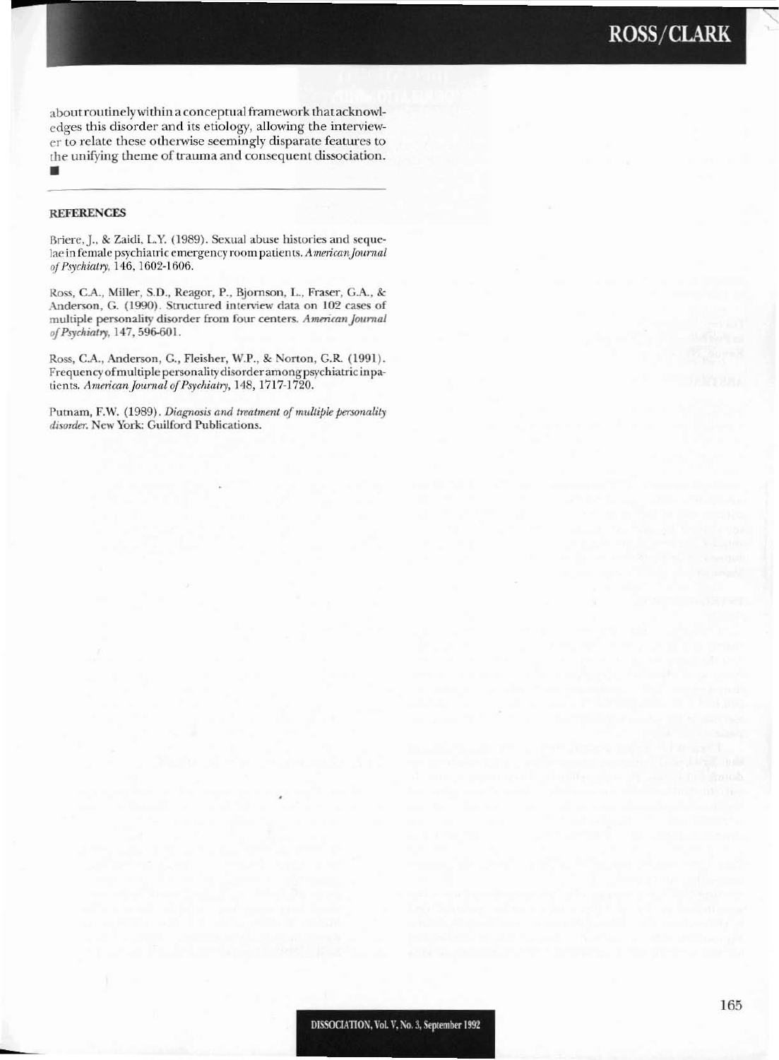about routinely within a conceptual framework that acknowledges this disorder and its etiology, allowing the interviewer to relate these otherwise seemingly disparate features to the unifying theme of trauma and consequent dissociation. ■

## REFERENCES

Briere, J., & Zaidi, L.Y. (1989). Sexual abuse histories and sequelae in female psychiatric emergency room patients. *American Journal of Psychiatry*, 146, 1602-1606.

Ross, C.A., Miller, S.D., Reagor, P., Bjornson, L., Fraser, G.A., & Anderson, G. (1990). Structured interview data on 102 cases of multiple personality disorder from four centers. *American Journal of Psychiatry*, 147, 596-601.

Ross, C.A., Anderson, G., Fleisher, W.P., & Norton, G.R. (1991). Frequency of multiple personality disorder among psychiatric inpatients. *American Journal of Psychiatry*, 148, 1717-1720.

Putnam, F.W. (1989). *Diagnosis and treatment of multiple personality disorder*. New York: Guilford Publications.